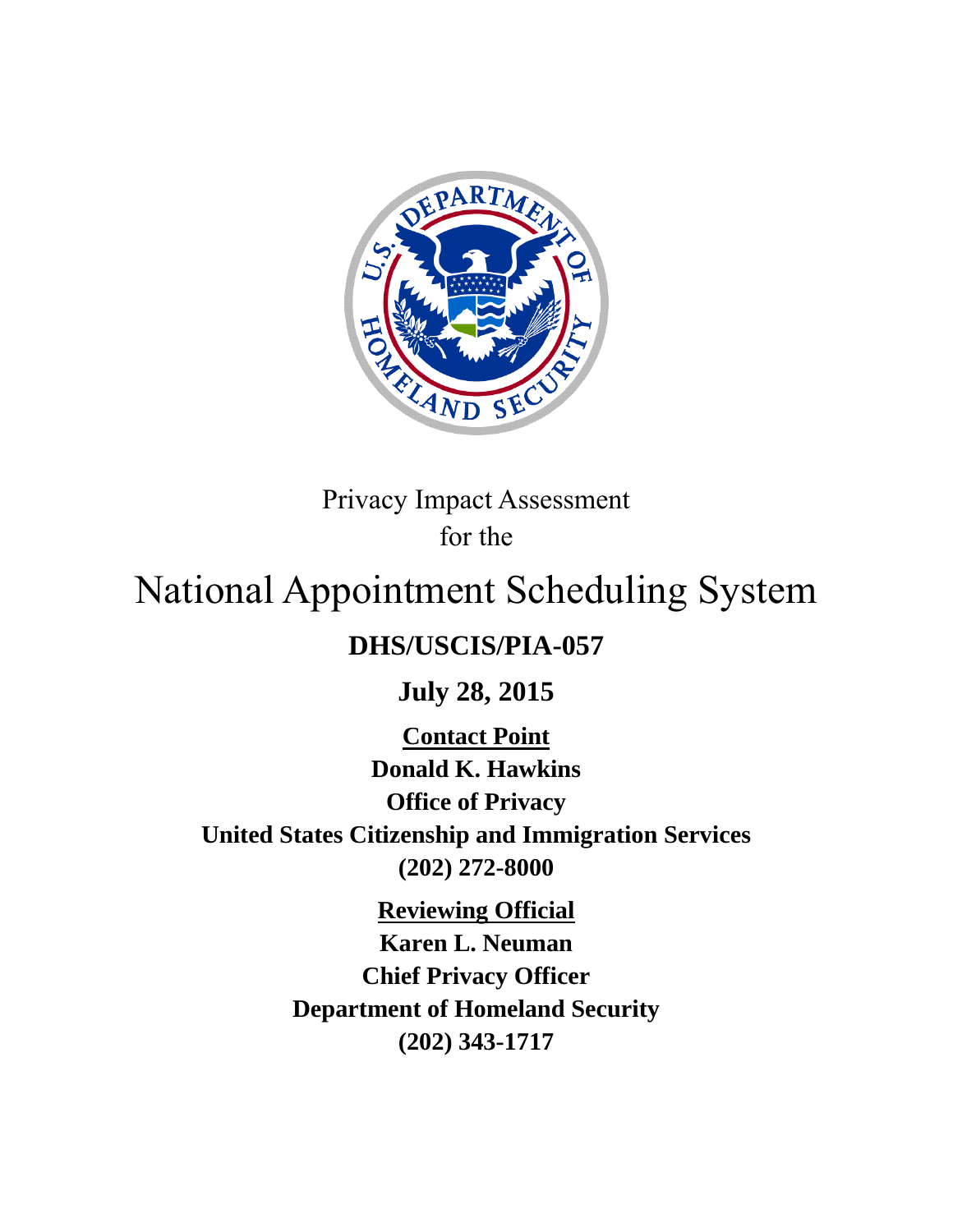Privacy Impact Assessment
for the

# National Appointment Scheduling System

**DHS/USCIS/PIA-057**

**July 28, 2015**

**Contact Point**

**Donald K. Hawkins**

**Office of Privacy**

**United States Citizenship and Immigration Services**

**(202) 272-8000**

**Reviewing Official**

**Karen L. Neuman**

**Chief Privacy Officer**

**Department of Homeland Security**

**(202) 343-1717**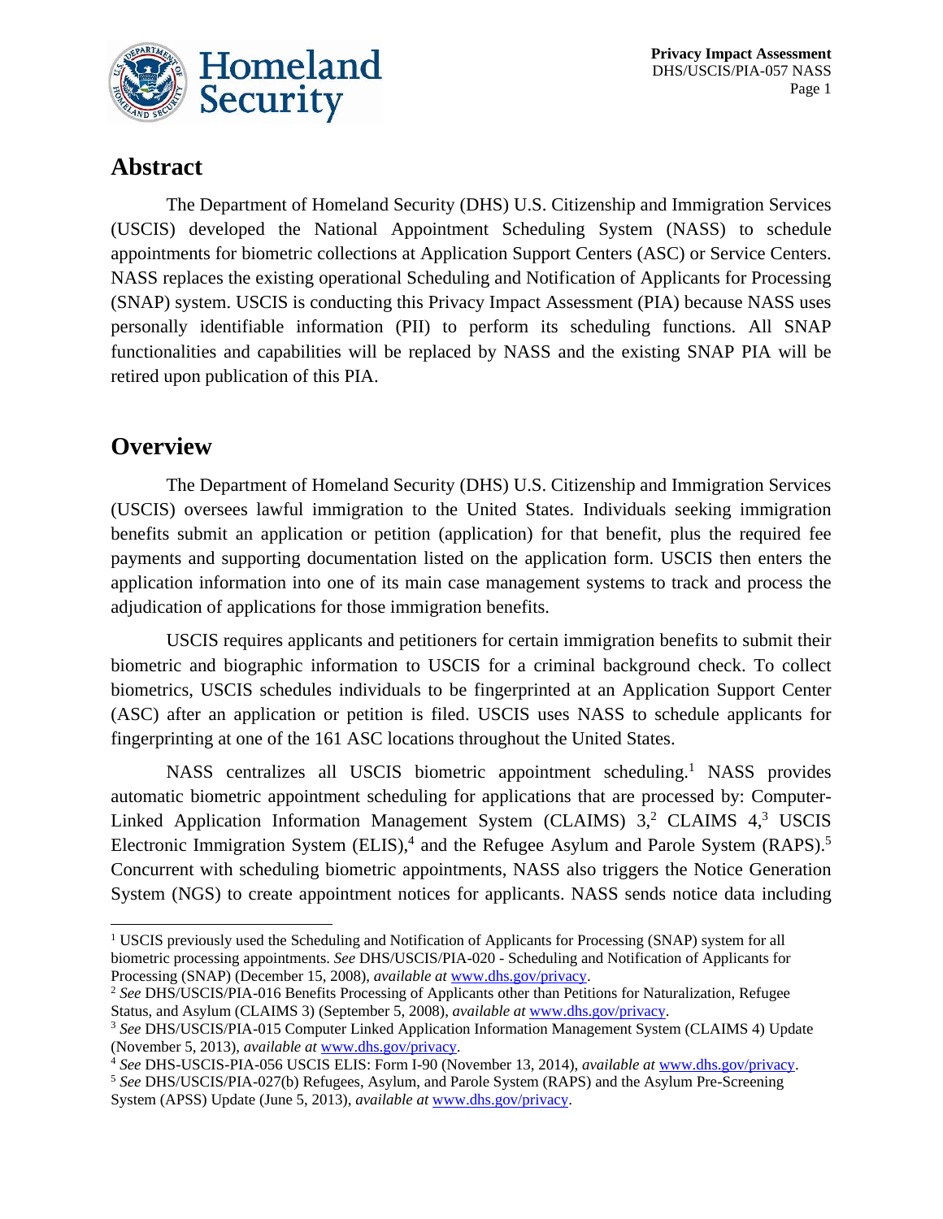## Abstract

The Department of Homeland Security (DHS) U.S. Citizenship and Immigration Services (USCIS) developed the National Appointment Scheduling System (NASS) to schedule appointments for biometric collections at Application Support Centers (ASC) or Service Centers. NASS replaces the existing operational Scheduling and Notification of Applicants for Processing (SNAP) system. USCIS is conducting this Privacy Impact Assessment (PIA) because NASS uses personally identifiable information (PII) to perform its scheduling functions. All SNAP functionalities and capabilities will be replaced by NASS and the existing SNAP PIA will be retired upon publication of this PIA.

## Overview

The Department of Homeland Security (DHS) U.S. Citizenship and Immigration Services (USCIS) oversees lawful immigration to the United States. Individuals seeking immigration benefits submit an application or petition (application) for that benefit, plus the required fee payments and supporting documentation listed on the application form. USCIS then enters the application information into one of its main case management systems to track and process the adjudication of applications for those immigration benefits.

USCIS requires applicants and petitioners for certain immigration benefits to submit their biometric and biographic information to USCIS for a criminal background check. To collect biometrics, USCIS schedules individuals to be fingerprinted at an Application Support Center (ASC) after an application or petition is filed. USCIS uses NASS to schedule applicants for fingerprinting at one of the 161 ASC locations throughout the United States.

NASS centralizes all USCIS biometric appointment scheduling.[1] NASS provides automatic biometric appointment scheduling for applications that are processed by: Computer-Linked Application Information Management System (CLAIMS) 3,[2] CLAIMS 4,[3] USCIS Electronic Immigration System (ELIS),[4] and the Refugee Asylum and Parole System (RAPS).[5] Concurrent with scheduling biometric appointments, NASS also triggers the Notice Generation System (NGS) to create appointment notices for applicants. NASS sends notice data including

---

[1] USCIS previously used the Scheduling and Notification of Applicants for Processing (SNAP) system for all biometric processing appointments. *See* DHS/USCIS/PIA-020 - Scheduling and Notification of Applicants for Processing (SNAP) (December 15, 2008), *available at* www.dhs.gov/privacy.

[2] *See* DHS/USCIS/PIA-016 Benefits Processing of Applicants other than Petitions for Naturalization, Refugee Status, and Asylum (CLAIMS 3) (September 5, 2008), *available at* www.dhs.gov/privacy.

[3] *See* DHS/USCIS/PIA-015 Computer Linked Application Information Management System (CLAIMS 4) Update (November 5, 2013), *available at* www.dhs.gov/privacy.

[4] *See* DHS-USCIS-PIA-056 USCIS ELIS: Form I-90 (November 13, 2014), *available at* www.dhs.gov/privacy.

[5] *See* DHS/USCIS/PIA-027(b) Refugees, Asylum, and Parole System (RAPS) and the Asylum Pre-Screening System (APSS) Update (June 5, 2013), *available at* www.dhs.gov/privacy.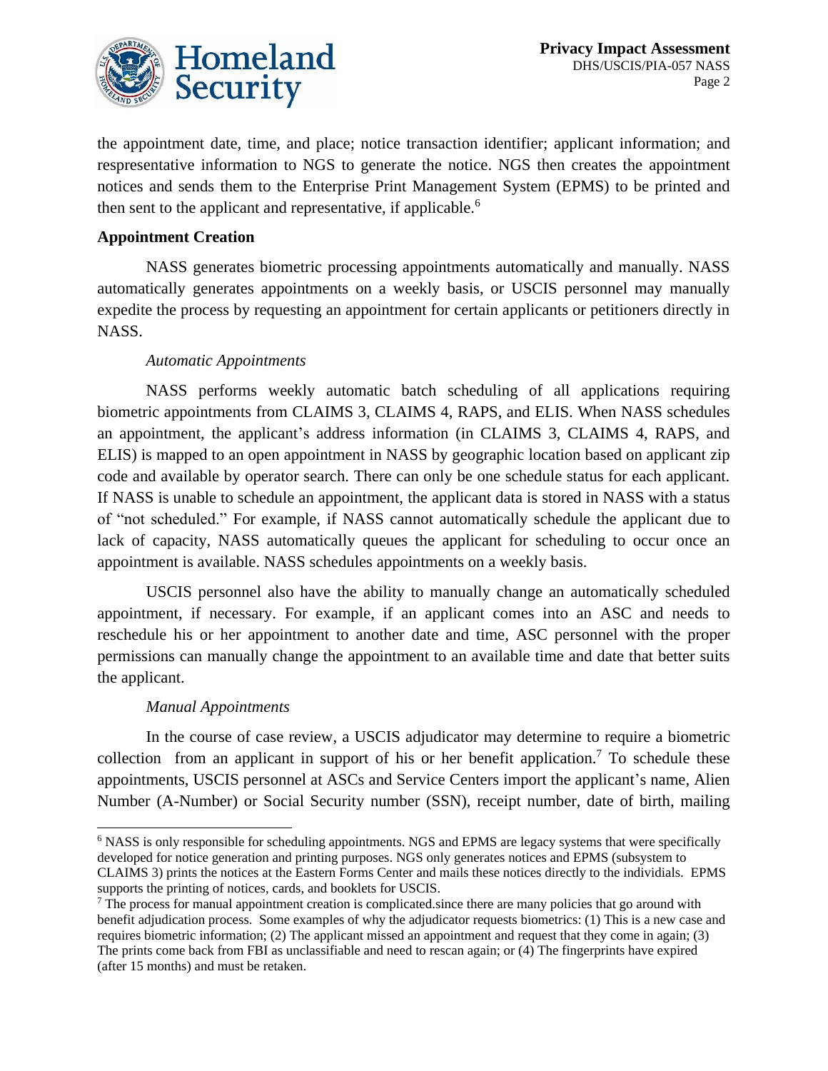the appointment date, time, and place; notice transaction identifier; applicant information; and respresentative information to NGS to generate the notice. NGS then creates the appointment notices and sends them to the Enterprise Print Management System (EPMS) to be printed and then sent to the applicant and representative, if applicable.[6]

**Appointment Creation**

NASS generates biometric processing appointments automatically and manually. NASS automatically generates appointments on a weekly basis, or USCIS personnel may manually expedite the process by requesting an appointment for certain applicants or petitioners directly in NASS.

*Automatic Appointments*

NASS performs weekly automatic batch scheduling of all applications requiring biometric appointments from CLAIMS 3, CLAIMS 4, RAPS, and ELIS. When NASS schedules an appointment, the applicant's address information (in CLAIMS 3, CLAIMS 4, RAPS, and ELIS) is mapped to an open appointment in NASS by geographic location based on applicant zip code and available by operator search. There can only be one schedule status for each applicant. If NASS is unable to schedule an appointment, the applicant data is stored in NASS with a status of "not scheduled." For example, if NASS cannot automatically schedule the applicant due to lack of capacity, NASS automatically queues the applicant for scheduling to occur once an appointment is available. NASS schedules appointments on a weekly basis.

USCIS personnel also have the ability to manually change an automatically scheduled appointment, if necessary. For example, if an applicant comes into an ASC and needs to reschedule his or her appointment to another date and time, ASC personnel with the proper permissions can manually change the appointment to an available time and date that better suits the applicant.

*Manual Appointments*

In the course of case review, a USCIS adjudicator may determine to require a biometric collection from an applicant in support of his or her benefit application.[7] To schedule these appointments, USCIS personnel at ASCs and Service Centers import the applicant's name, Alien Number (A-Number) or Social Security number (SSN), receipt number, date of birth, mailing

---

[6] NASS is only responsible for scheduling appointments. NGS and EPMS are legacy systems that were specifically developed for notice generation and printing purposes. NGS only generates notices and EPMS (subsystem to CLAIMS 3) prints the notices at the Eastern Forms Center and mails these notices directly to the individuals. EPMS supports the printing of notices, cards, and booklets for USCIS.

[7] The process for manual appointment creation is complicated.since there are many policies that go around with benefit adjudication process. Some examples of why the adjudicator requests biometrics: (1) This is a new case and requires biometric information; (2) The applicant missed an appointment and request that they come in again; (3) The prints come back from FBI as unclassifiable and need to rescan again; or (4) The fingerprints have expired (after 15 months) and must be retaken.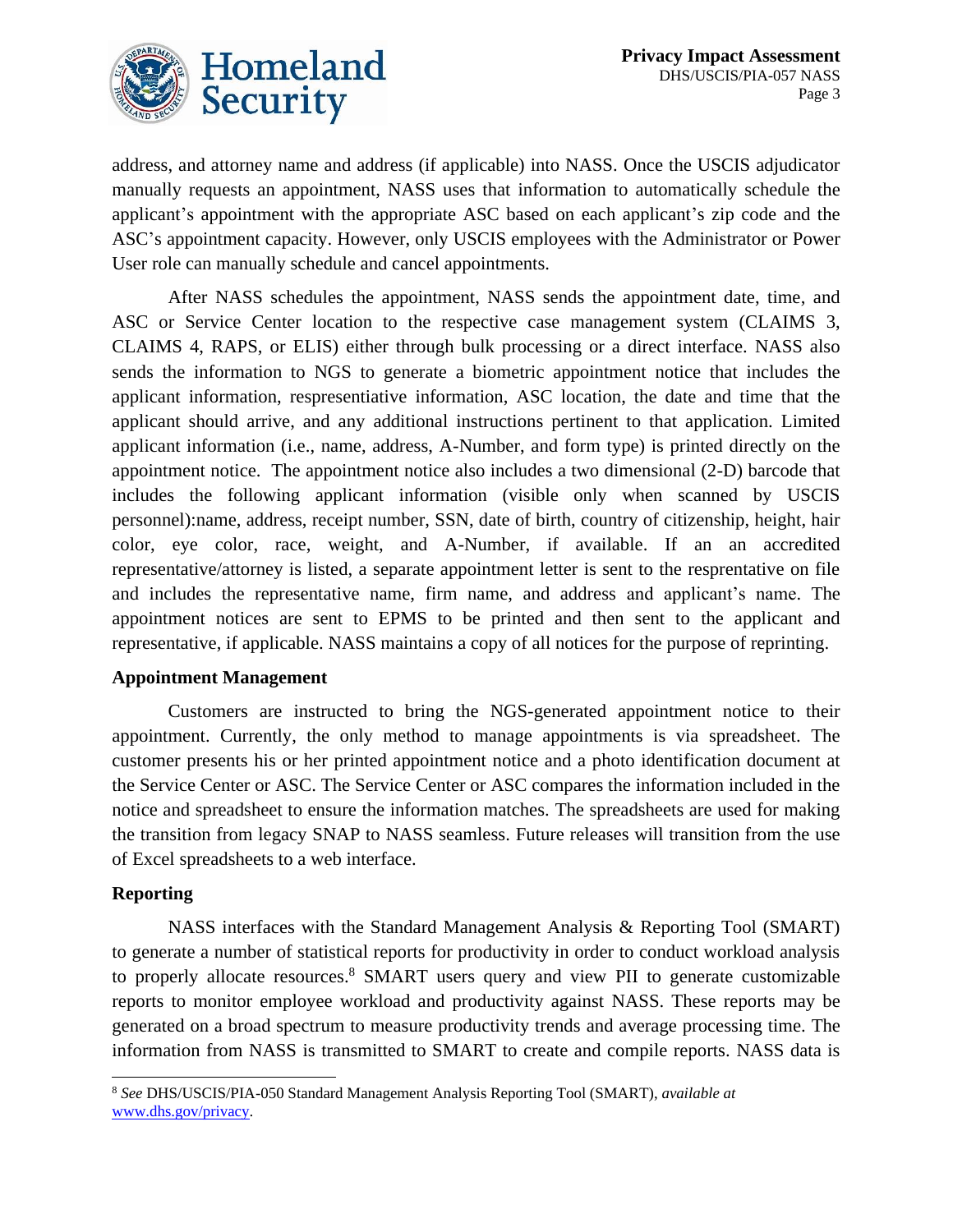address, and attorney name and address (if applicable) into NASS. Once the USCIS adjudicator manually requests an appointment, NASS uses that information to automatically schedule the applicant's appointment with the appropriate ASC based on each applicant's zip code and the ASC's appointment capacity. However, only USCIS employees with the Administrator or Power User role can manually schedule and cancel appointments.

After NASS schedules the appointment, NASS sends the appointment date, time, and ASC or Service Center location to the respective case management system (CLAIMS 3, CLAIMS 4, RAPS, or ELIS) either through bulk processing or a direct interface. NASS also sends the information to NGS to generate a biometric appointment notice that includes the applicant information, respresentiative information, ASC location, the date and time that the applicant should arrive, and any additional instructions pertinent to that application. Limited applicant information (i.e., name, address, A-Number, and form type) is printed directly on the appointment notice. The appointment notice also includes a two dimensional (2-D) barcode that includes the following applicant information (visible only when scanned by USCIS personnel):name, address, receipt number, SSN, date of birth, country of citizenship, height, hair color, eye color, race, weight, and A-Number, if available. If an an accredited representative/attorney is listed, a separate appointment letter is sent to the resprentative on file and includes the representative name, firm name, and address and applicant's name. The appointment notices are sent to EPMS to be printed and then sent to the applicant and representative, if applicable. NASS maintains a copy of all notices for the purpose of reprinting.

**Appointment Management**

Customers are instructed to bring the NGS-generated appointment notice to their appointment. Currently, the only method to manage appointments is via spreadsheet. The customer presents his or her printed appointment notice and a photo identification document at the Service Center or ASC. The Service Center or ASC compares the information included in the notice and spreadsheet to ensure the information matches. The spreadsheets are used for making the transition from legacy SNAP to NASS seamless. Future releases will transition from the use of Excel spreadsheets to a web interface.

**Reporting**

NASS interfaces with the Standard Management Analysis & Reporting Tool (SMART) to generate a number of statistical reports for productivity in order to conduct workload analysis to properly allocate resources.[8] SMART users query and view PII to generate customizable reports to monitor employee workload and productivity against NASS. These reports may be generated on a broad spectrum to measure productivity trends and average processing time. The information from NASS is transmitted to SMART to create and compile reports. NASS data is

---

[8] *See* DHS/USCIS/PIA-050 Standard Management Analysis Reporting Tool (SMART), *available at* www.dhs.gov/privacy.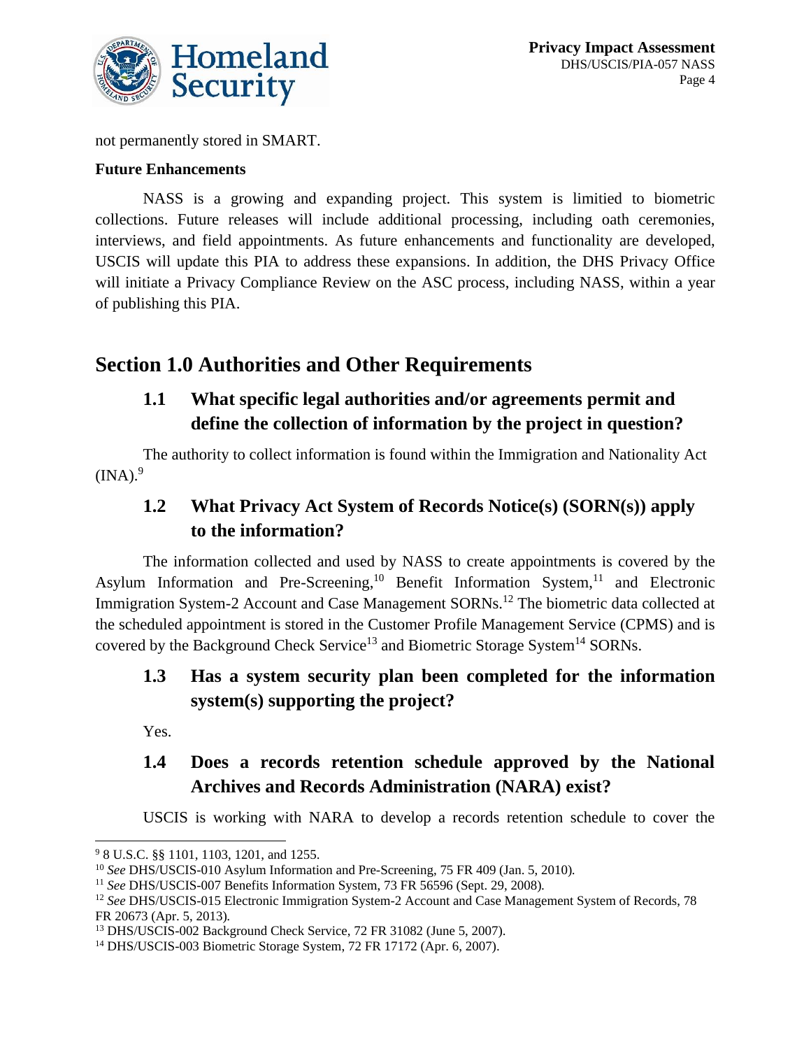not permanently stored in SMART.

**Future Enhancements**

NASS is a growing and expanding project. This system is limitied to biometric collections. Future releases will include additional processing, including oath ceremonies, interviews, and field appointments. As future enhancements and functionality are developed, USCIS will update this PIA to address these expansions. In addition, the DHS Privacy Office will initiate a Privacy Compliance Review on the ASC process, including NASS, within a year of publishing this PIA.

## Section 1.0 Authorities and Other Requirements

### 1.1 What specific legal authorities and/or agreements permit and define the collection of information by the project in question?

The authority to collect information is found within the Immigration and Nationality Act (INA).[9]

### 1.2 What Privacy Act System of Records Notice(s) (SORN(s)) apply to the information?

The information collected and used by NASS to create appointments is covered by the Asylum Information and Pre-Screening,[10] Benefit Information System,[11] and Electronic Immigration System-2 Account and Case Management SORNs.[12] The biometric data collected at the scheduled appointment is stored in the Customer Profile Management Service (CPMS) and is covered by the Background Check Service[13] and Biometric Storage System[14] SORNs.

### 1.3 Has a system security plan been completed for the information system(s) supporting the project?

Yes.

### 1.4 Does a records retention schedule approved by the National Archives and Records Administration (NARA) exist?

USCIS is working with NARA to develop a records retention schedule to cover the

---

[9] 8 U.S.C. §§ 1101, 1103, 1201, and 1255.

[10] *See* DHS/USCIS-010 Asylum Information and Pre-Screening, 75 FR 409 (Jan. 5, 2010).

[11] *See* DHS/USCIS-007 Benefits Information System, 73 FR 56596 (Sept. 29, 2008).

[12] *See* DHS/USCIS-015 Electronic Immigration System-2 Account and Case Management System of Records, 78 FR 20673 (Apr. 5, 2013).

[13] DHS/USCIS-002 Background Check Service, 72 FR 31082 (June 5, 2007).

[14] DHS/USCIS-003 Biometric Storage System, 72 FR 17172 (Apr. 6, 2007).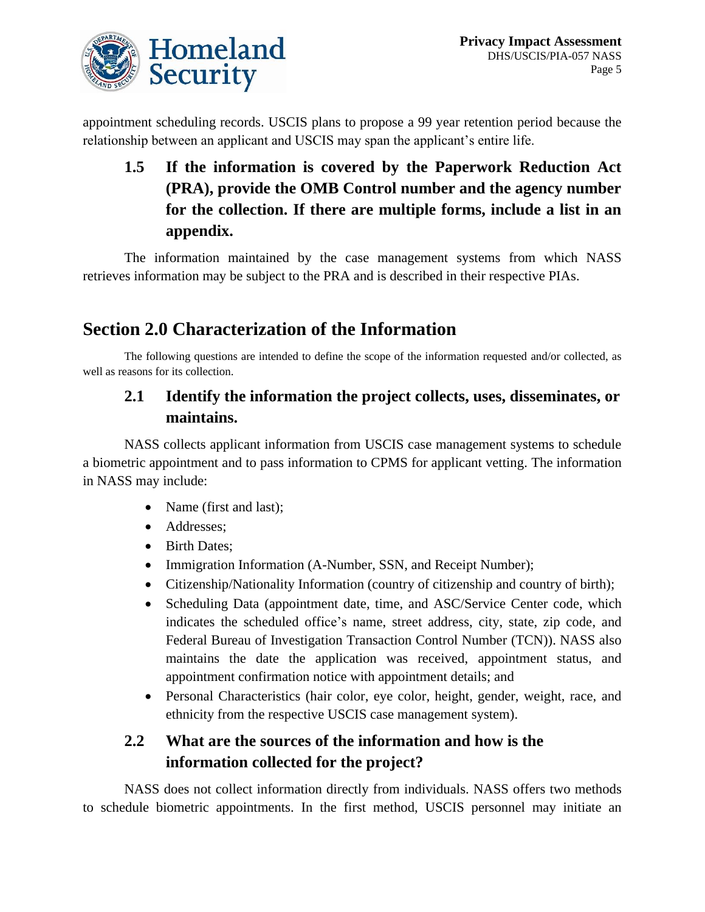appointment scheduling records. USCIS plans to propose a 99 year retention period because the relationship between an applicant and USCIS may span the applicant's entire life.

### 1.5 If the information is covered by the Paperwork Reduction Act (PRA), provide the OMB Control number and the agency number for the collection. If there are multiple forms, include a list in an appendix.

The information maintained by the case management systems from which NASS retrieves information may be subject to the PRA and is described in their respective PIAs.

## Section 2.0 Characterization of the Information

The following questions are intended to define the scope of the information requested and/or collected, as well as reasons for its collection.

### 2.1 Identify the information the project collects, uses, disseminates, or maintains.

NASS collects applicant information from USCIS case management systems to schedule a biometric appointment and to pass information to CPMS for applicant vetting. The information in NASS may include:

- Name (first and last);
- Addresses;
- Birth Dates;
- Immigration Information (A-Number, SSN, and Receipt Number);
- Citizenship/Nationality Information (country of citizenship and country of birth);
- Scheduling Data (appointment date, time, and ASC/Service Center code, which indicates the scheduled office's name, street address, city, state, zip code, and Federal Bureau of Investigation Transaction Control Number (TCN)). NASS also maintains the date the application was received, appointment status, and appointment confirmation notice with appointment details; and
- Personal Characteristics (hair color, eye color, height, gender, weight, race, and ethnicity from the respective USCIS case management system).

### 2.2 What are the sources of the information and how is the information collected for the project?

NASS does not collect information directly from individuals. NASS offers two methods to schedule biometric appointments. In the first method, USCIS personnel may initiate an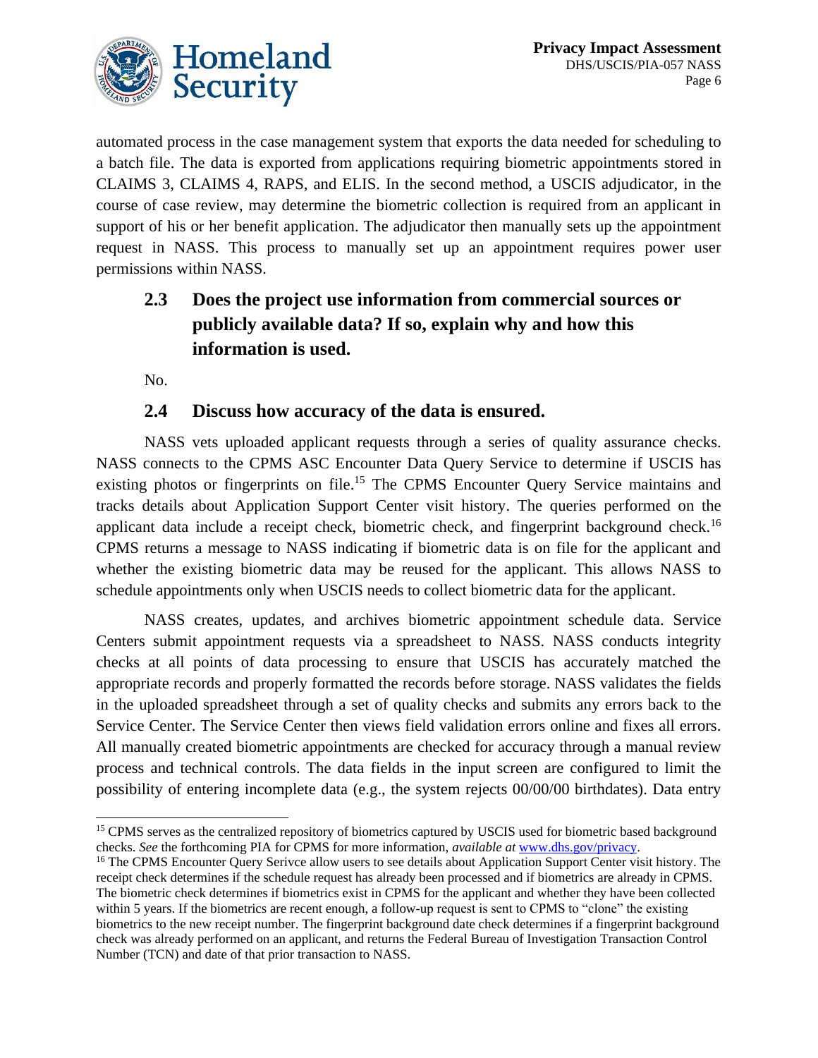automated process in the case management system that exports the data needed for scheduling to a batch file. The data is exported from applications requiring biometric appointments stored in CLAIMS 3, CLAIMS 4, RAPS, and ELIS. In the second method, a USCIS adjudicator, in the course of case review, may determine the biometric collection is required from an applicant in support of his or her benefit application. The adjudicator then manually sets up the appointment request in NASS. This process to manually set up an appointment requires power user permissions within NASS.

### 2.3 Does the project use information from commercial sources or publicly available data? If so, explain why and how this information is used.

No.

### 2.4 Discuss how accuracy of the data is ensured.

NASS vets uploaded applicant requests through a series of quality assurance checks. NASS connects to the CPMS ASC Encounter Data Query Service to determine if USCIS has existing photos or fingerprints on file.[15] The CPMS Encounter Query Service maintains and tracks details about Application Support Center visit history. The queries performed on the applicant data include a receipt check, biometric check, and fingerprint background check.[16] CPMS returns a message to NASS indicating if biometric data is on file for the applicant and whether the existing biometric data may be reused for the applicant. This allows NASS to schedule appointments only when USCIS needs to collect biometric data for the applicant.

NASS creates, updates, and archives biometric appointment schedule data. Service Centers submit appointment requests via a spreadsheet to NASS. NASS conducts integrity checks at all points of data processing to ensure that USCIS has accurately matched the appropriate records and properly formatted the records before storage. NASS validates the fields in the uploaded spreadsheet through a set of quality checks and submits any errors back to the Service Center. The Service Center then views field validation errors online and fixes all errors. All manually created biometric appointments are checked for accuracy through a manual review process and technical controls. The data fields in the input screen are configured to limit the possibility of entering incomplete data (e.g., the system rejects 00/00/00 birthdates). Data entry

---

[15] CPMS serves as the centralized repository of biometrics captured by USCIS used for biometric based background checks. *See* the forthcoming PIA for CPMS for more information, *available at* www.dhs.gov/privacy.

[16] The CPMS Encounter Query Serivce allow users to see details about Application Support Center visit history. The receipt check determines if the schedule request has already been processed and if biometrics are already in CPMS. The biometric check determines if biometrics exist in CPMS for the applicant and whether they have been collected within 5 years. If the biometrics are recent enough, a follow-up request is sent to CPMS to "clone" the existing biometrics to the new receipt number. The fingerprint background date check determines if a fingerprint background check was already performed on an applicant, and returns the Federal Bureau of Investigation Transaction Control Number (TCN) and date of that prior transaction to NASS.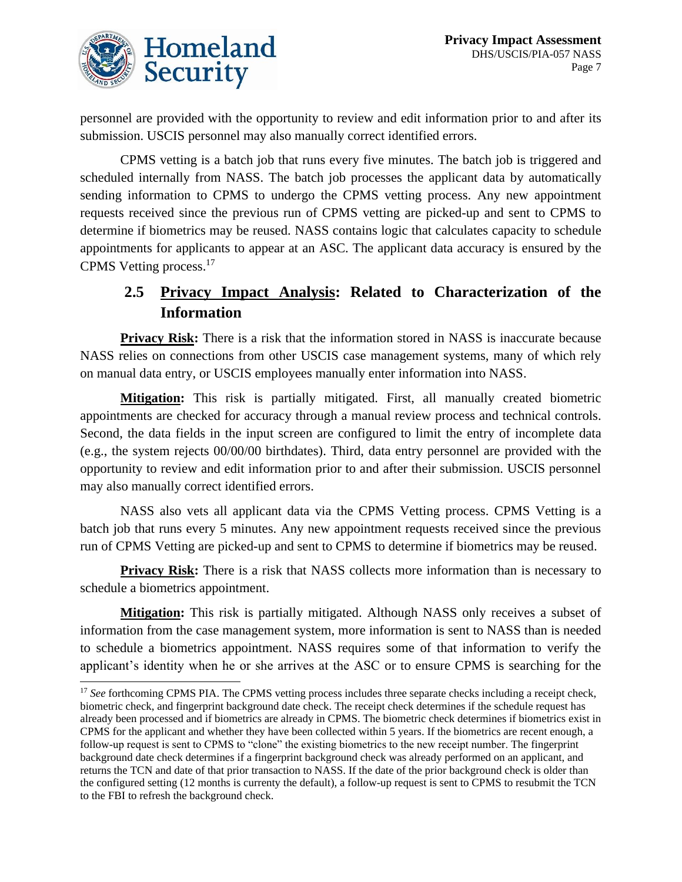personnel are provided with the opportunity to review and edit information prior to and after its submission. USCIS personnel may also manually correct identified errors.

CPMS vetting is a batch job that runs every five minutes. The batch job is triggered and scheduled internally from NASS. The batch job processes the applicant data by automatically sending information to CPMS to undergo the CPMS vetting process. Any new appointment requests received since the previous run of CPMS vetting are picked-up and sent to CPMS to determine if biometrics may be reused. NASS contains logic that calculates capacity to schedule appointments for applicants to appear at an ASC. The applicant data accuracy is ensured by the CPMS Vetting process.[17]

## 2.5 Privacy Impact Analysis: Related to Characterization of the Information

**Privacy Risk:** There is a risk that the information stored in NASS is inaccurate because NASS relies on connections from other USCIS case management systems, many of which rely on manual data entry, or USCIS employees manually enter information into NASS.

**Mitigation:** This risk is partially mitigated. First, all manually created biometric appointments are checked for accuracy through a manual review process and technical controls. Second, the data fields in the input screen are configured to limit the entry of incomplete data (e.g., the system rejects 00/00/00 birthdates). Third, data entry personnel are provided with the opportunity to review and edit information prior to and after their submission. USCIS personnel may also manually correct identified errors.

NASS also vets all applicant data via the CPMS Vetting process. CPMS Vetting is a batch job that runs every 5 minutes. Any new appointment requests received since the previous run of CPMS Vetting are picked-up and sent to CPMS to determine if biometrics may be reused.

**Privacy Risk:** There is a risk that NASS collects more information than is necessary to schedule a biometrics appointment.

**Mitigation:** This risk is partially mitigated. Although NASS only receives a subset of information from the case management system, more information is sent to NASS than is needed to schedule a biometrics appointment. NASS requires some of that information to verify the applicant's identity when he or she arrives at the ASC or to ensure CPMS is searching for the

[17] *See* forthcoming CPMS PIA. The CPMS vetting process includes three separate checks including a receipt check, biometric check, and fingerprint background date check. The receipt check determines if the schedule request has already been processed and if biometrics are already in CPMS. The biometric check determines if biometrics exist in CPMS for the applicant and whether they have been collected within 5 years. If the biometrics are recent enough, a follow-up request is sent to CPMS to "clone" the existing biometrics to the new receipt number. The fingerprint background date check determines if a fingerprint background check was already performed on an applicant, and returns the TCN and date of that prior transaction to NASS. If the date of the prior background check is older than the configured setting (12 months is currenty the default), a follow-up request is sent to CPMS to resubmit the TCN to the FBI to refresh the background check.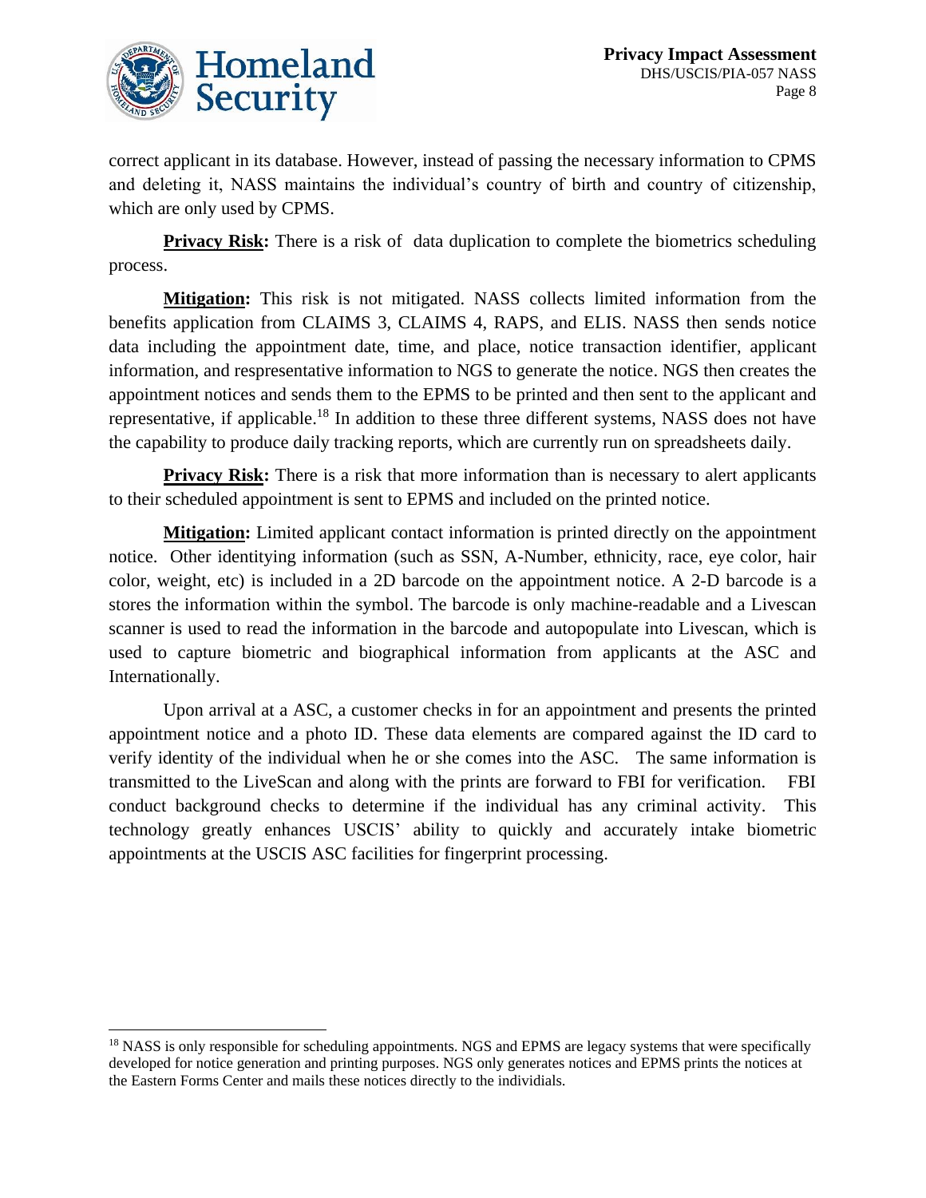correct applicant in its database. However, instead of passing the necessary information to CPMS and deleting it, NASS maintains the individual's country of birth and country of citizenship, which are only used by CPMS.

**Privacy Risk:** There is a risk of data duplication to complete the biometrics scheduling process.

**Mitigation:** This risk is not mitigated. NASS collects limited information from the benefits application from CLAIMS 3, CLAIMS 4, RAPS, and ELIS. NASS then sends notice data including the appointment date, time, and place, notice transaction identifier, applicant information, and representative information to NGS to generate the notice. NGS then creates the appointment notices and sends them to the EPMS to be printed and then sent to the applicant and representative, if applicable.[18] In addition to these three different systems, NASS does not have the capability to produce daily tracking reports, which are currently run on spreadsheets daily.

**Privacy Risk:** There is a risk that more information than is necessary to alert applicants to their scheduled appointment is sent to EPMS and included on the printed notice.

**Mitigation:** Limited applicant contact information is printed directly on the appointment notice. Other identifying information (such as SSN, A-Number, ethnicity, race, eye color, hair color, weight, etc) is included in a 2D barcode on the appointment notice. A 2-D barcode is a stores the information within the symbol. The barcode is only machine-readable and a Livescan scanner is used to read the information in the barcode and autopopulate into Livescan, which is used to capture biometric and biographical information from applicants at the ASC and Internationally.

Upon arrival at a ASC, a customer checks in for an appointment and presents the printed appointment notice and a photo ID. These data elements are compared against the ID card to verify identity of the individual when he or she comes into the ASC. The same information is transmitted to the LiveScan and along with the prints are forward to FBI for verification. FBI conduct background checks to determine if the individual has any criminal activity. This technology greatly enhances USCIS' ability to quickly and accurately intake biometric appointments at the USCIS ASC facilities for fingerprint processing.

---

[18] NASS is only responsible for scheduling appointments. NGS and EPMS are legacy systems that were specifically developed for notice generation and printing purposes. NGS only generates notices and EPMS prints the notices at the Eastern Forms Center and mails these notices directly to the individuals.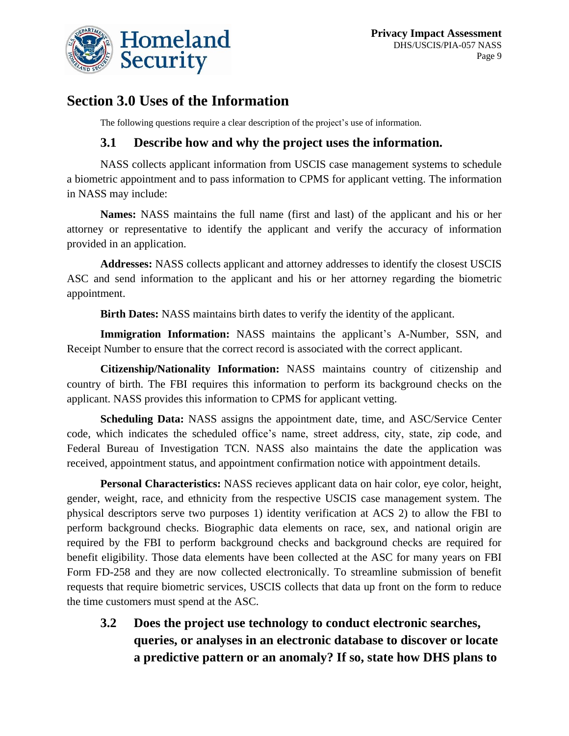## Section 3.0 Uses of the Information

The following questions require a clear description of the project's use of information.

### 3.1 Describe how and why the project uses the information.

NASS collects applicant information from USCIS case management systems to schedule a biometric appointment and to pass information to CPMS for applicant vetting. The information in NASS may include:

**Names:** NASS maintains the full name (first and last) of the applicant and his or her attorney or representative to identify the applicant and verify the accuracy of information provided in an application.

**Addresses:** NASS collects applicant and attorney addresses to identify the closest USCIS ASC and send information to the applicant and his or her attorney regarding the biometric appointment.

**Birth Dates:** NASS maintains birth dates to verify the identity of the applicant.

**Immigration Information:** NASS maintains the applicant's A-Number, SSN, and Receipt Number to ensure that the correct record is associated with the correct applicant.

**Citizenship/Nationality Information:** NASS maintains country of citizenship and country of birth. The FBI requires this information to perform its background checks on the applicant. NASS provides this information to CPMS for applicant vetting.

**Scheduling Data:** NASS assigns the appointment date, time, and ASC/Service Center code, which indicates the scheduled office's name, street address, city, state, zip code, and Federal Bureau of Investigation TCN. NASS also maintains the date the application was received, appointment status, and appointment confirmation notice with appointment details.

**Personal Characteristics:** NASS recieves applicant data on hair color, eye color, height, gender, weight, race, and ethnicity from the respective USCIS case management system. The physical descriptors serve two purposes 1) identity verification at ACS 2) to allow the FBI to perform background checks. Biographic data elements on race, sex, and national origin are required by the FBI to perform background checks and background checks are required for benefit eligibility. Those data elements have been collected at the ASC for many years on FBI Form FD-258 and they are now collected electronically. To streamline submission of benefit requests that require biometric services, USCIS collects that data up front on the form to reduce the time customers must spend at the ASC.

### 3.2 Does the project use technology to conduct electronic searches, queries, or analyses in an electronic database to discover or locate a predictive pattern or an anomaly? If so, state how DHS plans to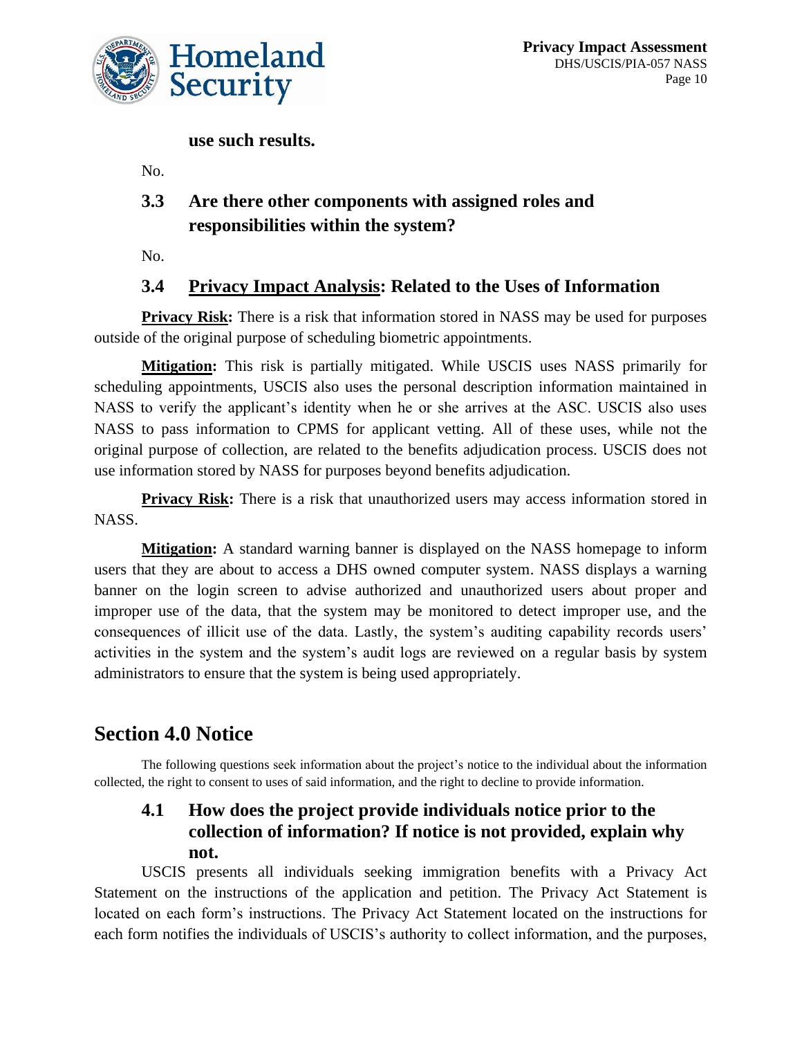**use such results.**

No.

### 3.3 Are there other components with assigned roles and responsibilities within the system?

No.

### 3.4 Privacy Impact Analysis: Related to the Uses of Information

**Privacy Risk:** There is a risk that information stored in NASS may be used for purposes outside of the original purpose of scheduling biometric appointments.

**Mitigation:** This risk is partially mitigated. While USCIS uses NASS primarily for scheduling appointments, USCIS also uses the personal description information maintained in NASS to verify the applicant's identity when he or she arrives at the ASC. USCIS also uses NASS to pass information to CPMS for applicant vetting. All of these uses, while not the original purpose of collection, are related to the benefits adjudication process. USCIS does not use information stored by NASS for purposes beyond benefits adjudication.

**Privacy Risk:** There is a risk that unauthorized users may access information stored in NASS.

**Mitigation:** A standard warning banner is displayed on the NASS homepage to inform users that they are about to access a DHS owned computer system. NASS displays a warning banner on the login screen to advise authorized and unauthorized users about proper and improper use of the data, that the system may be monitored to detect improper use, and the consequences of illicit use of the data. Lastly, the system's auditing capability records users' activities in the system and the system's audit logs are reviewed on a regular basis by system administrators to ensure that the system is being used appropriately.

## Section 4.0 Notice

The following questions seek information about the project's notice to the individual about the information collected, the right to consent to uses of said information, and the right to decline to provide information.

### 4.1 How does the project provide individuals notice prior to the collection of information? If notice is not provided, explain why not.

USCIS presents all individuals seeking immigration benefits with a Privacy Act Statement on the instructions of the application and petition. The Privacy Act Statement is located on each form's instructions. The Privacy Act Statement located on the instructions for each form notifies the individuals of USCIS's authority to collect information, and the purposes,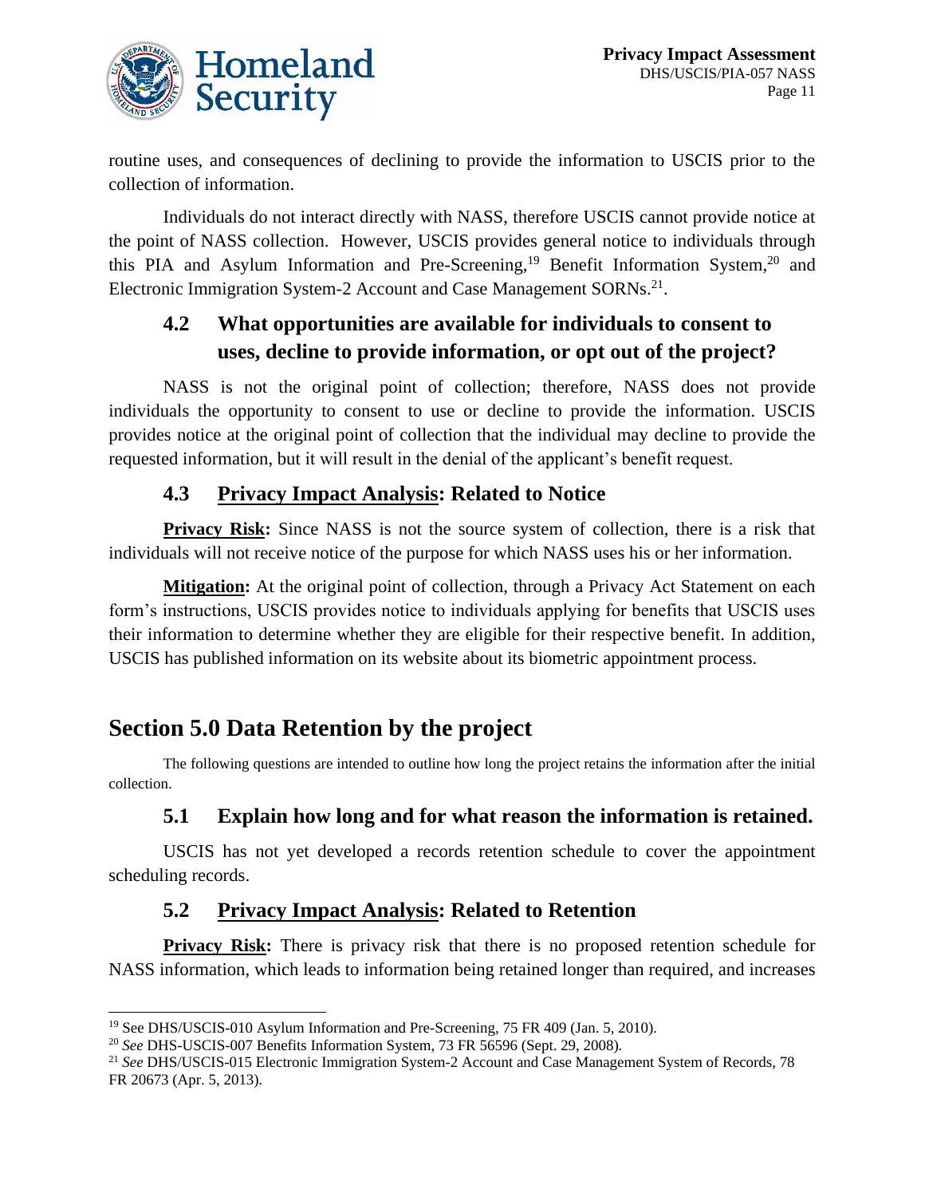routine uses, and consequences of declining to provide the information to USCIS prior to the collection of information.

Individuals do not interact directly with NASS, therefore USCIS cannot provide notice at the point of NASS collection. However, USCIS provides general notice to individuals through this PIA and Asylum Information and Pre-Screening,[19] Benefit Information System,[20] and Electronic Immigration System-2 Account and Case Management SORNs.[21].

### 4.2 What opportunities are available for individuals to consent to uses, decline to provide information, or opt out of the project?

NASS is not the original point of collection; therefore, NASS does not provide individuals the opportunity to consent to use or decline to provide the information. USCIS provides notice at the original point of collection that the individual may decline to provide the requested information, but it will result in the denial of the applicant's benefit request.

### 4.3 Privacy Impact Analysis: Related to Notice

**Privacy Risk:** Since NASS is not the source system of collection, there is a risk that individuals will not receive notice of the purpose for which NASS uses his or her information.

**Mitigation:** At the original point of collection, through a Privacy Act Statement on each form's instructions, USCIS provides notice to individuals applying for benefits that USCIS uses their information to determine whether they are eligible for their respective benefit. In addition, USCIS has published information on its website about its biometric appointment process.

## Section 5.0 Data Retention by the project

The following questions are intended to outline how long the project retains the information after the initial collection.

### 5.1 Explain how long and for what reason the information is retained.

USCIS has not yet developed a records retention schedule to cover the appointment scheduling records.

### 5.2 Privacy Impact Analysis: Related to Retention

**Privacy Risk:** There is privacy risk that there is no proposed retention schedule for NASS information, which leads to information being retained longer than required, and increases

---

[19] See DHS/USCIS-010 Asylum Information and Pre-Screening, 75 FR 409 (Jan. 5, 2010).

[20] *See* DHS-USCIS-007 Benefits Information System, 73 FR 56596 (Sept. 29, 2008).

[21] *See* DHS/USCIS-015 Electronic Immigration System-2 Account and Case Management System of Records, 78 FR 20673 (Apr. 5, 2013).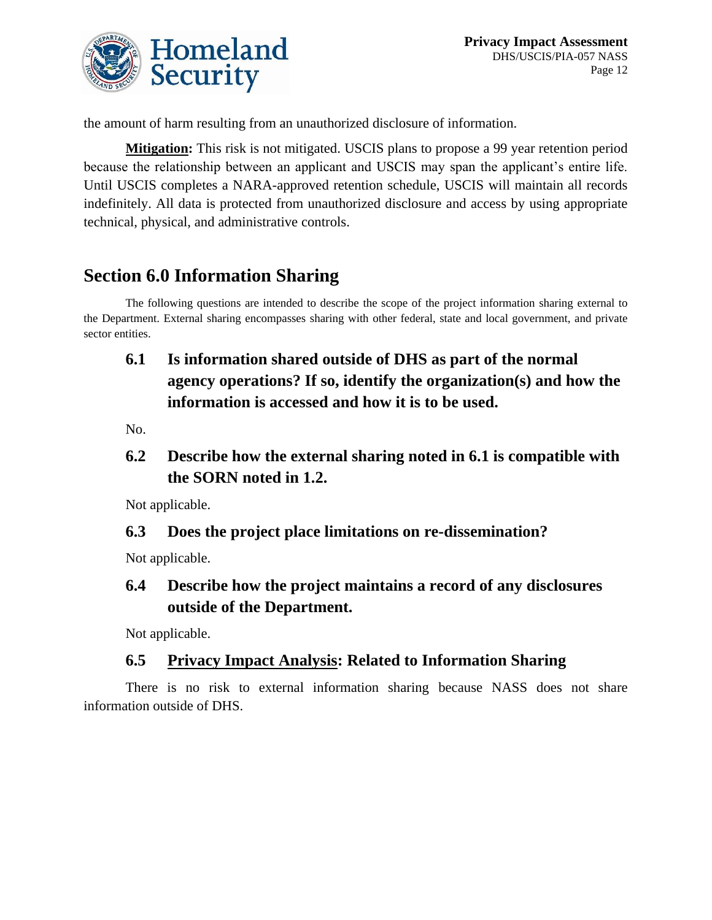the amount of harm resulting from an unauthorized disclosure of information.

**Mitigation:** This risk is not mitigated. USCIS plans to propose a 99 year retention period because the relationship between an applicant and USCIS may span the applicant's entire life. Until USCIS completes a NARA-approved retention schedule, USCIS will maintain all records indefinitely. All data is protected from unauthorized disclosure and access by using appropriate technical, physical, and administrative controls.

## Section 6.0 Information Sharing

The following questions are intended to describe the scope of the project information sharing external to the Department. External sharing encompasses sharing with other federal, state and local government, and private sector entities.

### 6.1 Is information shared outside of DHS as part of the normal agency operations? If so, identify the organization(s) and how the information is accessed and how it is to be used.

No.

### 6.2 Describe how the external sharing noted in 6.1 is compatible with the SORN noted in 1.2.

Not applicable.

### 6.3 Does the project place limitations on re-dissemination?

Not applicable.

### 6.4 Describe how the project maintains a record of any disclosures outside of the Department.

Not applicable.

### 6.5 Privacy Impact Analysis: Related to Information Sharing

There is no risk to external information sharing because NASS does not share information outside of DHS.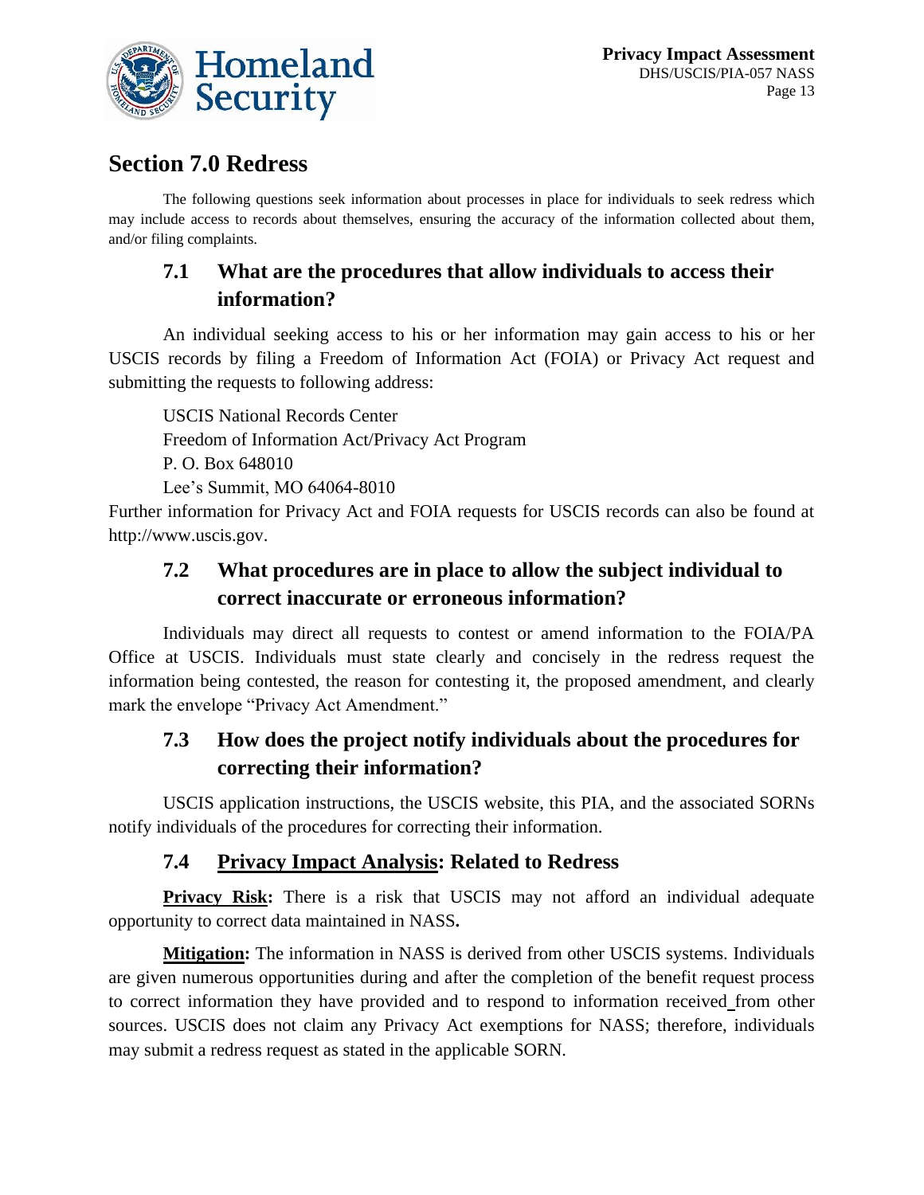## Section 7.0 Redress

The following questions seek information about processes in place for individuals to seek redress which may include access to records about themselves, ensuring the accuracy of the information collected about them, and/or filing complaints.

### 7.1 What are the procedures that allow individuals to access their information?

An individual seeking access to his or her information may gain access to his or her USCIS records by filing a Freedom of Information Act (FOIA) or Privacy Act request and submitting the requests to following address:

USCIS National Records Center
Freedom of Information Act/Privacy Act Program
P. O. Box 648010
Lee's Summit, MO 64064-8010

Further information for Privacy Act and FOIA requests for USCIS records can also be found at http://www.uscis.gov.

### 7.2 What procedures are in place to allow the subject individual to correct inaccurate or erroneous information?

Individuals may direct all requests to contest or amend information to the FOIA/PA Office at USCIS. Individuals must state clearly and concisely in the redress request the information being contested, the reason for contesting it, the proposed amendment, and clearly mark the envelope "Privacy Act Amendment."

### 7.3 How does the project notify individuals about the procedures for correcting their information?

USCIS application instructions, the USCIS website, this PIA, and the associated SORNs notify individuals of the procedures for correcting their information.

### 7.4 Privacy Impact Analysis: Related to Redress

**Privacy Risk:** There is a risk that USCIS may not afford an individual adequate opportunity to correct data maintained in NASS.

**Mitigation:** The information in NASS is derived from other USCIS systems. Individuals are given numerous opportunities during and after the completion of the benefit request process to correct information they have provided and to respond to information received from other sources. USCIS does not claim any Privacy Act exemptions for NASS; therefore, individuals may submit a redress request as stated in the applicable SORN.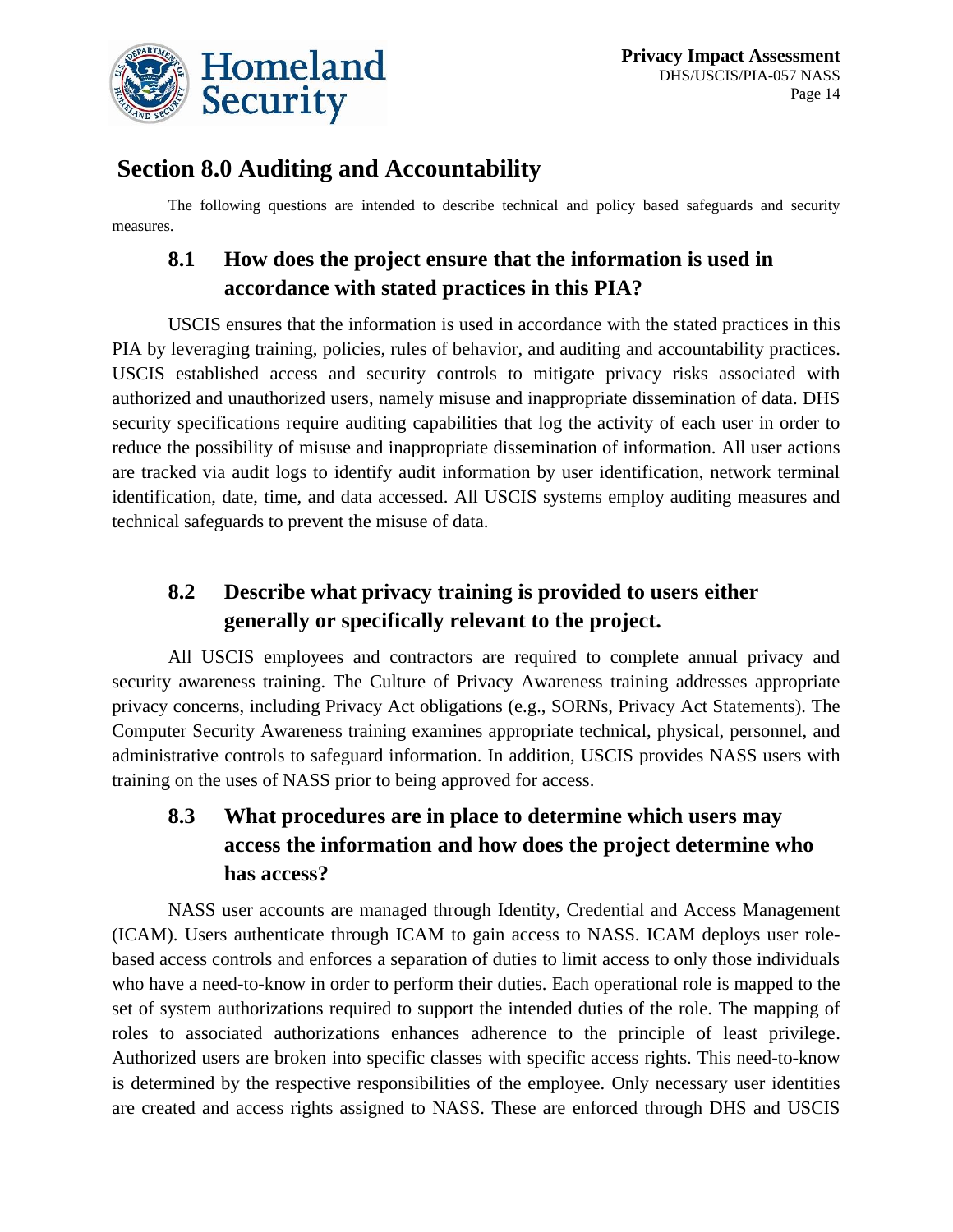## Section 8.0 Auditing and Accountability

The following questions are intended to describe technical and policy based safeguards and security measures.

### 8.1 How does the project ensure that the information is used in accordance with stated practices in this PIA?

USCIS ensures that the information is used in accordance with the stated practices in this PIA by leveraging training, policies, rules of behavior, and auditing and accountability practices. USCIS established access and security controls to mitigate privacy risks associated with authorized and unauthorized users, namely misuse and inappropriate dissemination of data. DHS security specifications require auditing capabilities that log the activity of each user in order to reduce the possibility of misuse and inappropriate dissemination of information. All user actions are tracked via audit logs to identify audit information by user identification, network terminal identification, date, time, and data accessed. All USCIS systems employ auditing measures and technical safeguards to prevent the misuse of data.

### 8.2 Describe what privacy training is provided to users either generally or specifically relevant to the project.

All USCIS employees and contractors are required to complete annual privacy and security awareness training. The Culture of Privacy Awareness training addresses appropriate privacy concerns, including Privacy Act obligations (e.g., SORNs, Privacy Act Statements). The Computer Security Awareness training examines appropriate technical, physical, personnel, and administrative controls to safeguard information. In addition, USCIS provides NASS users with training on the uses of NASS prior to being approved for access.

### 8.3 What procedures are in place to determine which users may access the information and how does the project determine who has access?

NASS user accounts are managed through Identity, Credential and Access Management (ICAM). Users authenticate through ICAM to gain access to NASS. ICAM deploys user role-based access controls and enforces a separation of duties to limit access to only those individuals who have a need-to-know in order to perform their duties. Each operational role is mapped to the set of system authorizations required to support the intended duties of the role. The mapping of roles to associated authorizations enhances adherence to the principle of least privilege. Authorized users are broken into specific classes with specific access rights. This need-to-know is determined by the respective responsibilities of the employee. Only necessary user identities are created and access rights assigned to NASS. These are enforced through DHS and USCIS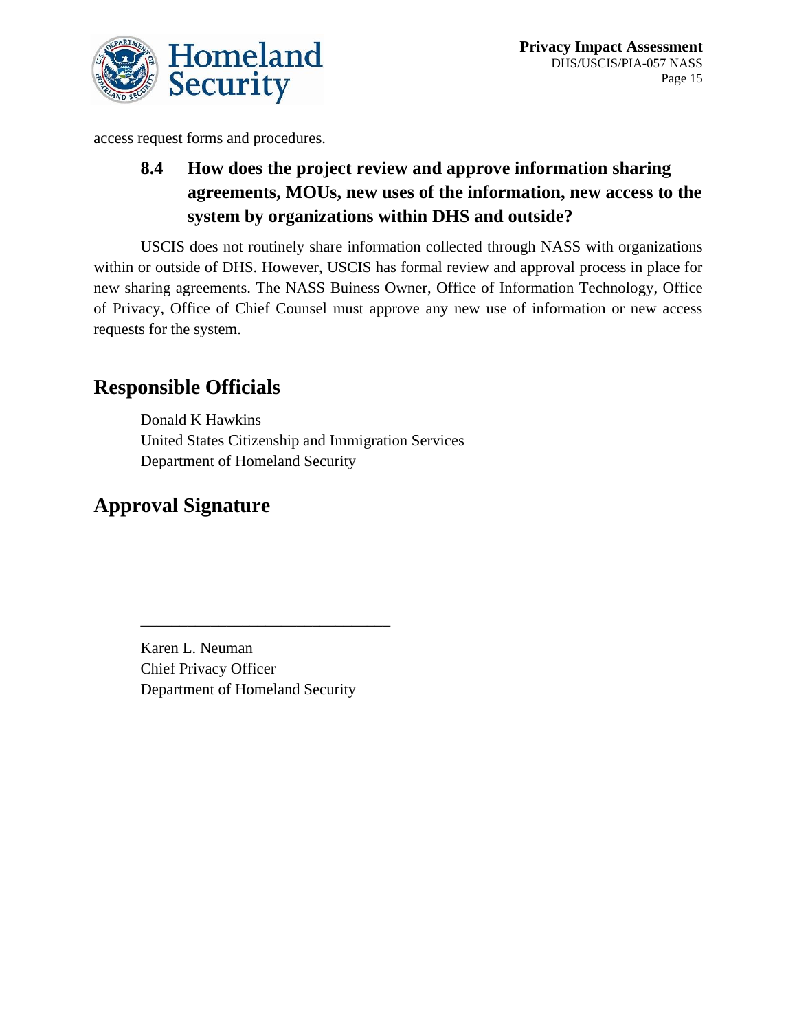access request forms and procedures.

### 8.4 How does the project review and approve information sharing agreements, MOUs, new uses of the information, new access to the system by organizations within DHS and outside?

USCIS does not routinely share information collected through NASS with organizations within or outside of DHS. However, USCIS has formal review and approval process in place for new sharing agreements. The NASS Buiness Owner, Office of Information Technology, Office of Privacy, Office of Chief Counsel must approve any new use of information or new access requests for the system.

## Responsible Officials

Donald K Hawkins
United States Citizenship and Immigration Services
Department of Homeland Security

## Approval Signature

________________________________

Karen L. Neuman
Chief Privacy Officer
Department of Homeland Security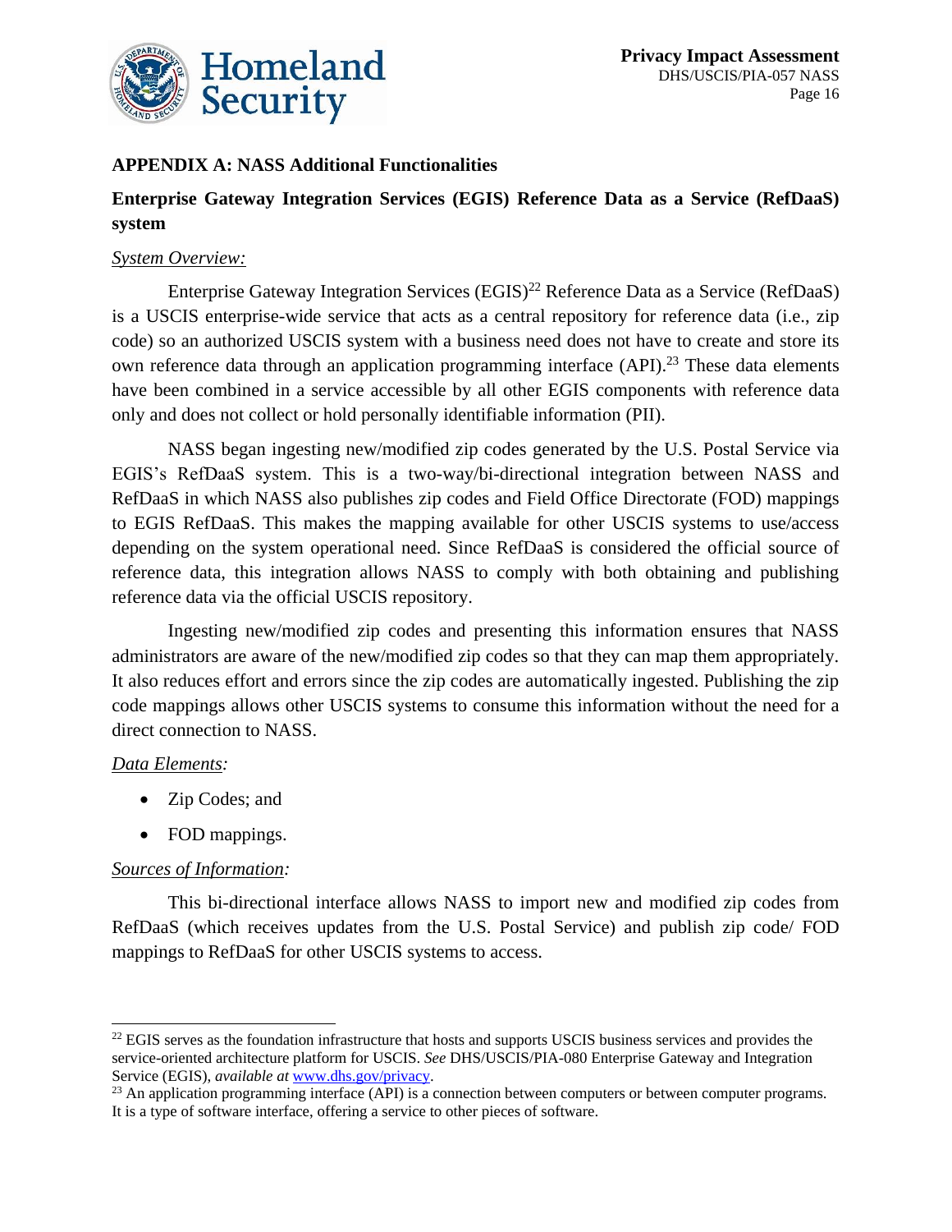**APPENDIX A: NASS Additional Functionalities**

**Enterprise Gateway Integration Services (EGIS) Reference Data as a Service (RefDaaS) system**

*System Overview:*

Enterprise Gateway Integration Services (EGIS)[22] Reference Data as a Service (RefDaaS) is a USCIS enterprise-wide service that acts as a central repository for reference data (i.e., zip code) so an authorized USCIS system with a business need does not have to create and store its own reference data through an application programming interface (API).[23] These data elements have been combined in a service accessible by all other EGIS components with reference data only and does not collect or hold personally identifiable information (PII).

NASS began ingesting new/modified zip codes generated by the U.S. Postal Service via EGIS's RefDaaS system. This is a two-way/bi-directional integration between NASS and RefDaaS in which NASS also publishes zip codes and Field Office Directorate (FOD) mappings to EGIS RefDaaS. This makes the mapping available for other USCIS systems to use/access depending on the system operational need. Since RefDaaS is considered the official source of reference data, this integration allows NASS to comply with both obtaining and publishing reference data via the official USCIS repository.

Ingesting new/modified zip codes and presenting this information ensures that NASS administrators are aware of the new/modified zip codes so that they can map them appropriately. It also reduces effort and errors since the zip codes are automatically ingested. Publishing the zip code mappings allows other USCIS systems to consume this information without the need for a direct connection to NASS.

*Data Elements:*

- Zip Codes; and
- FOD mappings.

*Sources of Information:*

This bi-directional interface allows NASS to import new and modified zip codes from RefDaaS (which receives updates from the U.S. Postal Service) and publish zip code/ FOD mappings to RefDaaS for other USCIS systems to access.

---

[22] EGIS serves as the foundation infrastructure that hosts and supports USCIS business services and provides the service-oriented architecture platform for USCIS. *See* DHS/USCIS/PIA-080 Enterprise Gateway and Integration Service (EGIS), *available at* www.dhs.gov/privacy.

[23] An application programming interface (API) is a connection between computers or between computer programs. It is a type of software interface, offering a service to other pieces of software.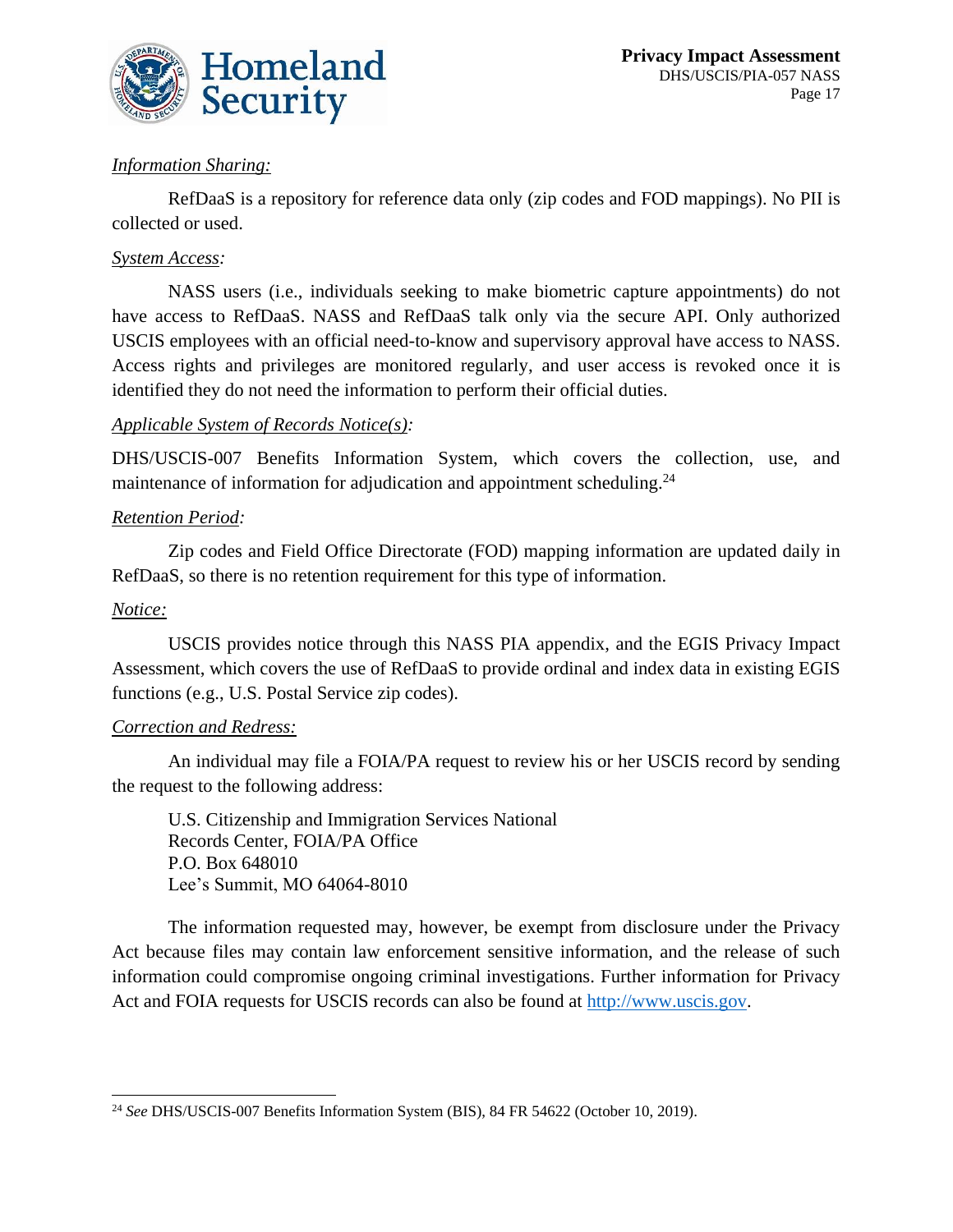*Information Sharing:*

RefDaaS is a repository for reference data only (zip codes and FOD mappings). No PII is collected or used.

*System Access:*

NASS users (i.e., individuals seeking to make biometric capture appointments) do not have access to RefDaaS. NASS and RefDaaS talk only via the secure API. Only authorized USCIS employees with an official need-to-know and supervisory approval have access to NASS. Access rights and privileges are monitored regularly, and user access is revoked once it is identified they do not need the information to perform their official duties.

*Applicable System of Records Notice(s):*

DHS/USCIS-007 Benefits Information System, which covers the collection, use, and maintenance of information for adjudication and appointment scheduling.[24]

*Retention Period:*

Zip codes and Field Office Directorate (FOD) mapping information are updated daily in RefDaaS, so there is no retention requirement for this type of information.

*Notice:*

USCIS provides notice through this NASS PIA appendix, and the EGIS Privacy Impact Assessment, which covers the use of RefDaaS to provide ordinal and index data in existing EGIS functions (e.g., U.S. Postal Service zip codes).

*Correction and Redress:*

An individual may file a FOIA/PA request to review his or her USCIS record by sending the request to the following address:

U.S. Citizenship and Immigration Services National
Records Center, FOIA/PA Office
P.O. Box 648010
Lee's Summit, MO 64064-8010

The information requested may, however, be exempt from disclosure under the Privacy Act because files may contain law enforcement sensitive information, and the release of such information could compromise ongoing criminal investigations. Further information for Privacy Act and FOIA requests for USCIS records can also be found at http://www.uscis.gov.

---

[24] *See* DHS/USCIS-007 Benefits Information System (BIS), 84 FR 54622 (October 10, 2019).